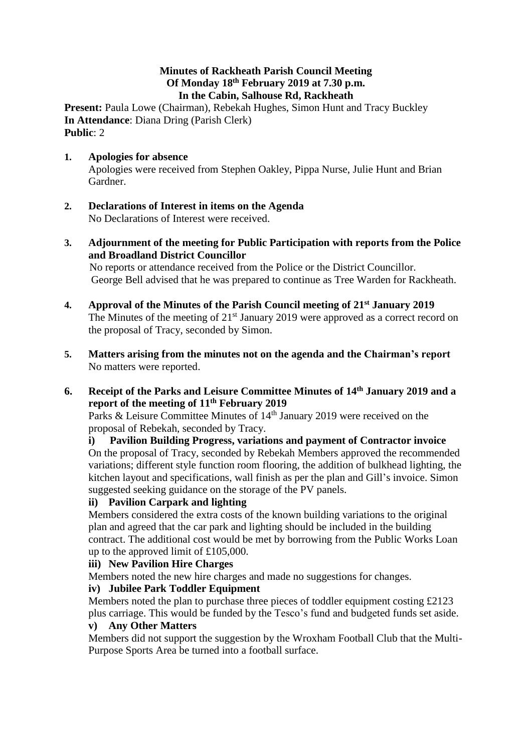# Minutes of Rackheath Parish Council Meeting Of Monday 18th February 2019 at 7.30 p.m. In the Cabin, Salhouse Rd, Rackheath

**Present:** Paula Lowe (Chairman), Rebekah Hughes, Simon Hunt and Tracy Buckley
**In Attendance**: Diana Dring (Parish Clerk)
**Public**: 2

**1. Apologies for absence**

Apologies were received from Stephen Oakley, Pippa Nurse, Julie Hunt and Brian Gardner.

**2. Declarations of Interest in items on the Agenda**

No Declarations of Interest were received.

**3. Adjournment of the meeting for Public Participation with reports from the Police and Broadland District Councillor**

No reports or attendance received from the Police or the District Councillor. George Bell advised that he was prepared to continue as Tree Warden for Rackheath.

**4. Approval of the Minutes of the Parish Council meeting of 21st January 2019**

The Minutes of the meeting of 21st January 2019 were approved as a correct record on the proposal of Tracy, seconded by Simon.

**5. Matters arising from the minutes not on the agenda and the Chairman's report**

No matters were reported.

**6. Receipt of the Parks and Leisure Committee Minutes of 14th January 2019 and a report of the meeting of 11th February 2019**

Parks & Leisure Committee Minutes of 14th January 2019 were received on the proposal of Rebekah, seconded by Tracy.

**i) Pavilion Building Progress, variations and payment of Contractor invoice**

On the proposal of Tracy, seconded by Rebekah Members approved the recommended variations; different style function room flooring, the addition of bulkhead lighting, the kitchen layout and specifications, wall finish as per the plan and Gill's invoice. Simon suggested seeking guidance on the storage of the PV panels.

**ii) Pavilion Carpark and lighting**

Members considered the extra costs of the known building variations to the original plan and agreed that the car park and lighting should be included in the building contract. The additional cost would be met by borrowing from the Public Works Loan up to the approved limit of £105,000.

**iii) New Pavilion Hire Charges**

Members noted the new hire charges and made no suggestions for changes.

**iv) Jubilee Park Toddler Equipment**

Members noted the plan to purchase three pieces of toddler equipment costing £2123 plus carriage. This would be funded by the Tesco's fund and budgeted funds set aside.

**v) Any Other Matters**

Members did not support the suggestion by the Wroxham Football Club that the Multi-Purpose Sports Area be turned into a football surface.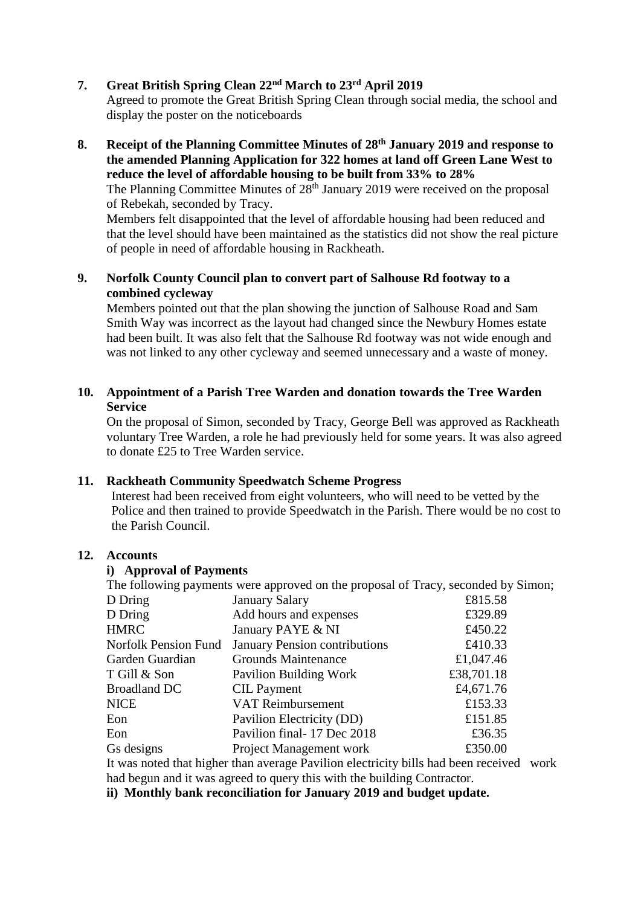**7. Great British Spring Clean 22nd March to 23rd April 2019**

Agreed to promote the Great British Spring Clean through social media, the school and display the poster on the noticeboards

**8. Receipt of the Planning Committee Minutes of 28th January 2019 and response to the amended Planning Application for 322 homes at land off Green Lane West to reduce the level of affordable housing to be built from 33% to 28%**

The Planning Committee Minutes of 28th January 2019 were received on the proposal of Rebekah, seconded by Tracy.

Members felt disappointed that the level of affordable housing had been reduced and that the level should have been maintained as the statistics did not show the real picture of people in need of affordable housing in Rackheath.

**9. Norfolk County Council plan to convert part of Salhouse Rd footway to a combined cycleway**

Members pointed out that the plan showing the junction of Salhouse Road and Sam Smith Way was incorrect as the layout had changed since the Newbury Homes estate had been built. It was also felt that the Salhouse Rd footway was not wide enough and was not linked to any other cycleway and seemed unnecessary and a waste of money.

**10. Appointment of a Parish Tree Warden and donation towards the Tree Warden Service**

On the proposal of Simon, seconded by Tracy, George Bell was approved as Rackheath voluntary Tree Warden, a role he had previously held for some years. It was also agreed to donate £25 to Tree Warden service.

**11. Rackheath Community Speedwatch Scheme Progress**

Interest had been received from eight volunteers, who will need to be vetted by the Police and then trained to provide Speedwatch in the Parish. There would be no cost to the Parish Council.

**12. Accounts**

**i) Approval of Payments**

The following payments were approved on the proposal of Tracy, seconded by Simon;

| | | |
|---|---|---|
| D Dring | January Salary | £815.58 |
| D Dring | Add hours and expenses | £329.89 |
| HMRC | January PAYE & NI | £450.22 |
| Norfolk Pension Fund | January Pension contributions | £410.33 |
| Garden Guardian | Grounds Maintenance | £1,047.46 |
| T Gill & Son | Pavilion Building Work | £38,701.18 |
| Broadland DC | CIL Payment | £4,671.76 |
| NICE | VAT Reimbursement | £153.33 |
| Eon | Pavilion Electricity (DD) | £151.85 |
| Eon | Pavilion final- 17 Dec 2018 | £36.35 |
| Gs designs | Project Management work | £350.00 |

It was noted that higher than average Pavilion electricity bills had been received work had begun and it was agreed to query this with the building Contractor.

**ii) Monthly bank reconciliation for January 2019 and budget update.**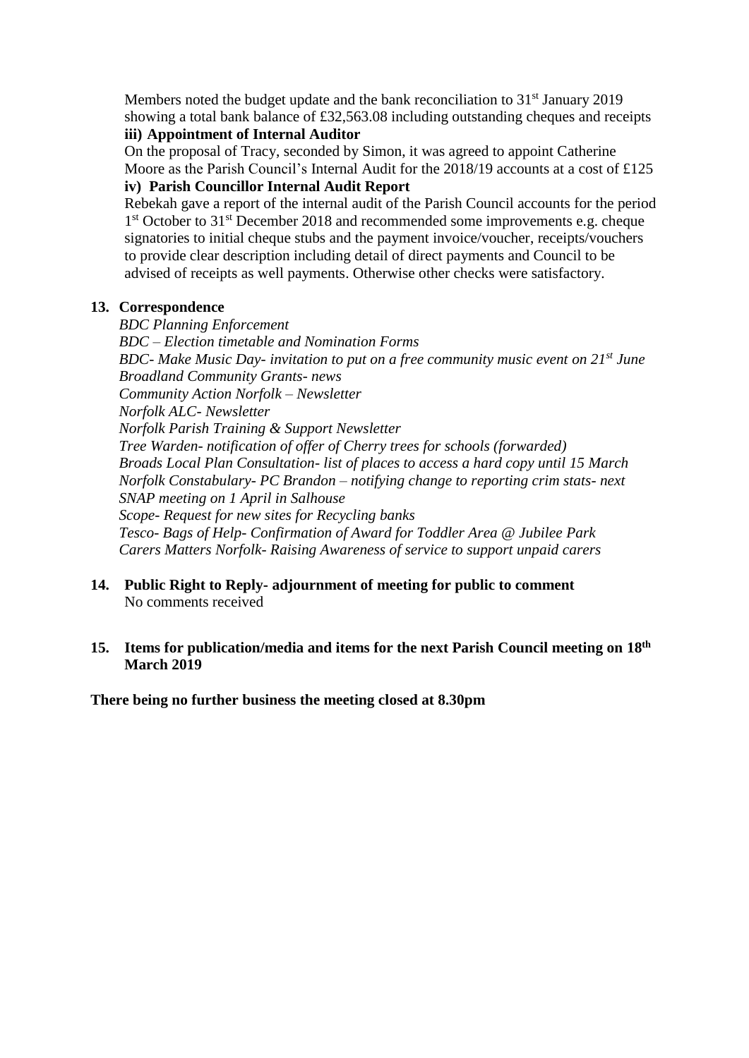Members noted the budget update and the bank reconciliation to 31st January 2019 showing a total bank balance of £32,563.08 including outstanding cheques and receipts

**iii) Appointment of Internal Auditor**

On the proposal of Tracy, seconded by Simon, it was agreed to appoint Catherine Moore as the Parish Council's Internal Audit for the 2018/19 accounts at a cost of £125

**iv) Parish Councillor Internal Audit Report**

Rebekah gave a report of the internal audit of the Parish Council accounts for the period 1st October to 31st December 2018 and recommended some improvements e.g. cheque signatories to initial cheque stubs and the payment invoice/voucher, receipts/vouchers to provide clear description including detail of direct payments and Council to be advised of receipts as well payments. Otherwise other checks were satisfactory.

**13. Correspondence**

*BDC Planning Enforcement*
*BDC – Election timetable and Nomination Forms*
*BDC- Make Music Day- invitation to put on a free community music event on 21st June*
*Broadland Community Grants- news*
*Community Action Norfolk – Newsletter*
*Norfolk ALC- Newsletter*
*Norfolk Parish Training & Support Newsletter*
*Tree Warden- notification of offer of Cherry trees for schools (forwarded)*
*Broads Local Plan Consultation- list of places to access a hard copy until 15 March*
*Norfolk Constabulary- PC Brandon – notifying change to reporting crim stats- next SNAP meeting on 1 April in Salhouse*
*Scope- Request for new sites for Recycling banks*
*Tesco- Bags of Help- Confirmation of Award for Toddler Area @ Jubilee Park*
*Carers Matters Norfolk- Raising Awareness of service to support unpaid carers*

**14. Public Right to Reply- adjournment of meeting for public to comment**

No comments received

**15. Items for publication/media and items for the next Parish Council meeting on 18th March 2019**

**There being no further business the meeting closed at 8.30pm**